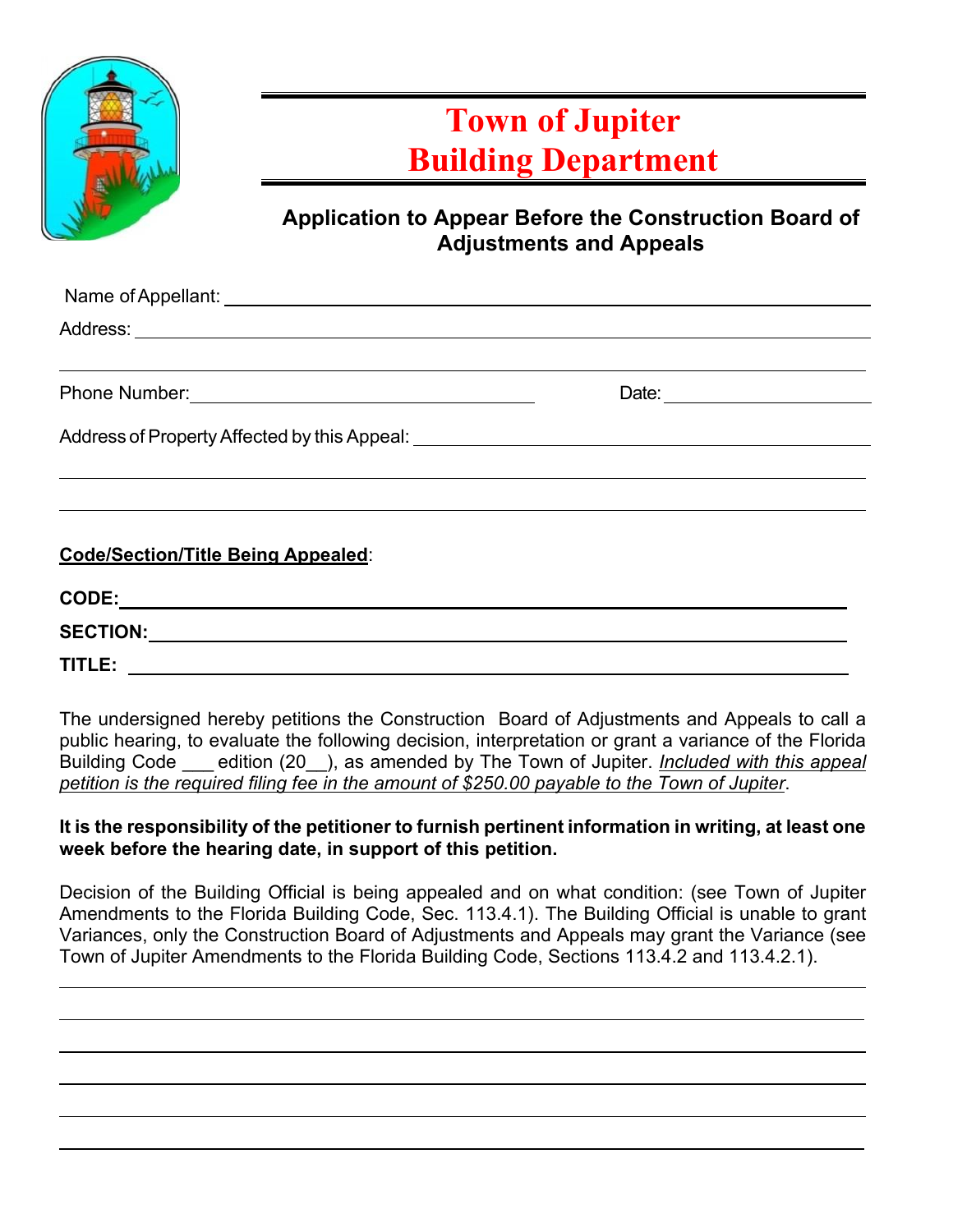# Town of Jupiter
# Building Department

## Application to Appear Before the Construction Board of Adjustments and Appeals

Name of Appellant: ______________________________________________

Address: ______________________________________________

______________________________________________

Phone Number: ____________________ Date: ____________________

Address of Property Affected by this Appeal: ______________________________________________

______________________________________________

______________________________________________

**Code/Section/Title Being Appealed**:

**CODE:** ______________________________________________

**SECTION:** ______________________________________________

**TITLE:** ______________________________________________

The undersigned hereby petitions the Construction Board of Adjustments and Appeals to call a public hearing, to evaluate the following decision, interpretation or grant a variance of the Florida Building Code ___ edition (20__), as amended by The Town of Jupiter. *Included with this appeal petition is the required filing fee in the amount of $250.00 payable to the Town of Jupiter*.

**It is the responsibility of the petitioner to furnish pertinent information in writing, at least one week before the hearing date, in support of this petition.**

Decision of the Building Official is being appealed and on what condition: (see Town of Jupiter Amendments to the Florida Building Code, Sec. 113.4.1). The Building Official is unable to grant Variances, only the Construction Board of Adjustments and Appeals may grant the Variance (see Town of Jupiter Amendments to the Florida Building Code, Sections 113.4.2 and 113.4.2.1).

______________________________________________

______________________________________________

______________________________________________

______________________________________________

______________________________________________

______________________________________________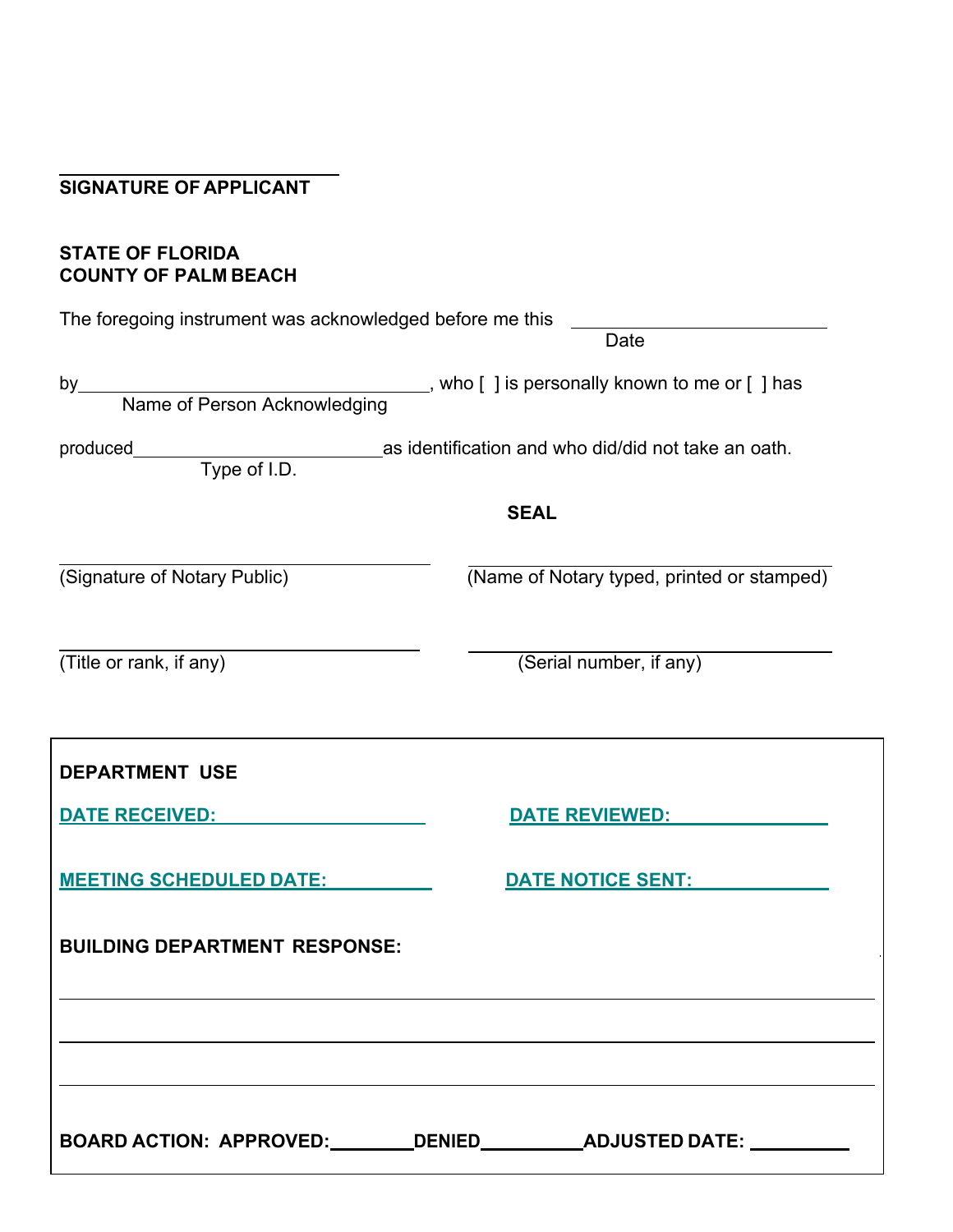\_\_\_\_\_\_\_\_\_\_\_\_\_\_\_\_\_\_\_\_\_\_\_\_\_\_\_\_\_\_

**SIGNATURE OF APPLICANT**

**STATE OF FLORIDA**
**COUNTY OF PALM BEACH**

The foregoing instrument was acknowledged before me this \_\_\_\_\_\_\_\_\_\_\_\_\_\_\_\_\_\_\_\_\_\_\_\_
Date

by\_\_\_\_\_\_\_\_\_\_\_\_\_\_\_\_\_\_\_\_\_\_\_\_\_\_\_\_\_\_\_\_\_\_\_\_, who [ ] is personally known to me or [ ] has
Name of Person Acknowledging

produced\_\_\_\_\_\_\_\_\_\_\_\_\_\_\_\_\_\_\_\_\_\_\_\_\_\_as identification and who did/did not take an oath.
Type of I.D.

**SEAL**

\_\_\_\_\_\_\_\_\_\_\_\_\_\_\_\_\_\_\_\_\_\_\_\_\_\_\_\_\_\_\_\_\_\_\_\_ \_\_\_\_\_\_\_\_\_\_\_\_\_\_\_\_\_\_\_\_\_\_\_\_\_\_\_\_\_\_\_\_\_\_\_\_
(Signature of Notary Public) (Name of Notary typed, printed or stamped)

\_\_\_\_\_\_\_\_\_\_\_\_\_\_\_\_\_\_\_\_\_\_\_\_\_\_\_\_\_\_\_\_\_\_\_\_ \_\_\_\_\_\_\_\_\_\_\_\_\_\_\_\_\_\_\_\_\_\_\_\_\_\_\_\_\_\_\_\_\_\_\_\_
(Title or rank, if any) (Serial number, if any)

**DEPARTMENT USE**

**DATE RECEIVED:** \_\_\_\_\_\_\_\_\_\_\_\_\_\_\_\_\_\_\_\_ **DATE REVIEWED:** \_\_\_\_\_\_\_\_\_\_\_\_\_\_\_

**MEETING SCHEDULED DATE:** \_\_\_\_\_\_\_\_\_\_ **DATE NOTICE SENT:** \_\_\_\_\_\_\_\_\_\_\_\_\_

**BUILDING DEPARTMENT RESPONSE:**

\_\_\_\_\_\_\_\_\_\_\_\_\_\_\_\_\_\_\_\_\_\_\_\_\_\_\_\_\_\_\_\_\_\_\_\_\_\_\_\_\_\_\_\_\_\_\_\_\_\_\_\_\_\_\_\_\_\_\_\_\_\_\_\_\_\_\_\_\_\_\_\_\_\_\_\_

\_\_\_\_\_\_\_\_\_\_\_\_\_\_\_\_\_\_\_\_\_\_\_\_\_\_\_\_\_\_\_\_\_\_\_\_\_\_\_\_\_\_\_\_\_\_\_\_\_\_\_\_\_\_\_\_\_\_\_\_\_\_\_\_\_\_\_\_\_\_\_\_\_\_\_\_

\_\_\_\_\_\_\_\_\_\_\_\_\_\_\_\_\_\_\_\_\_\_\_\_\_\_\_\_\_\_\_\_\_\_\_\_\_\_\_\_\_\_\_\_\_\_\_\_\_\_\_\_\_\_\_\_\_\_\_\_\_\_\_\_\_\_\_\_\_\_\_\_\_\_\_\_

**BOARD ACTION: APPROVED:**\_\_\_\_\_\_\_\_**DENIED**\_\_\_\_\_\_\_\_\_\_**ADJUSTED DATE:** \_\_\_\_\_\_\_\_\_\_